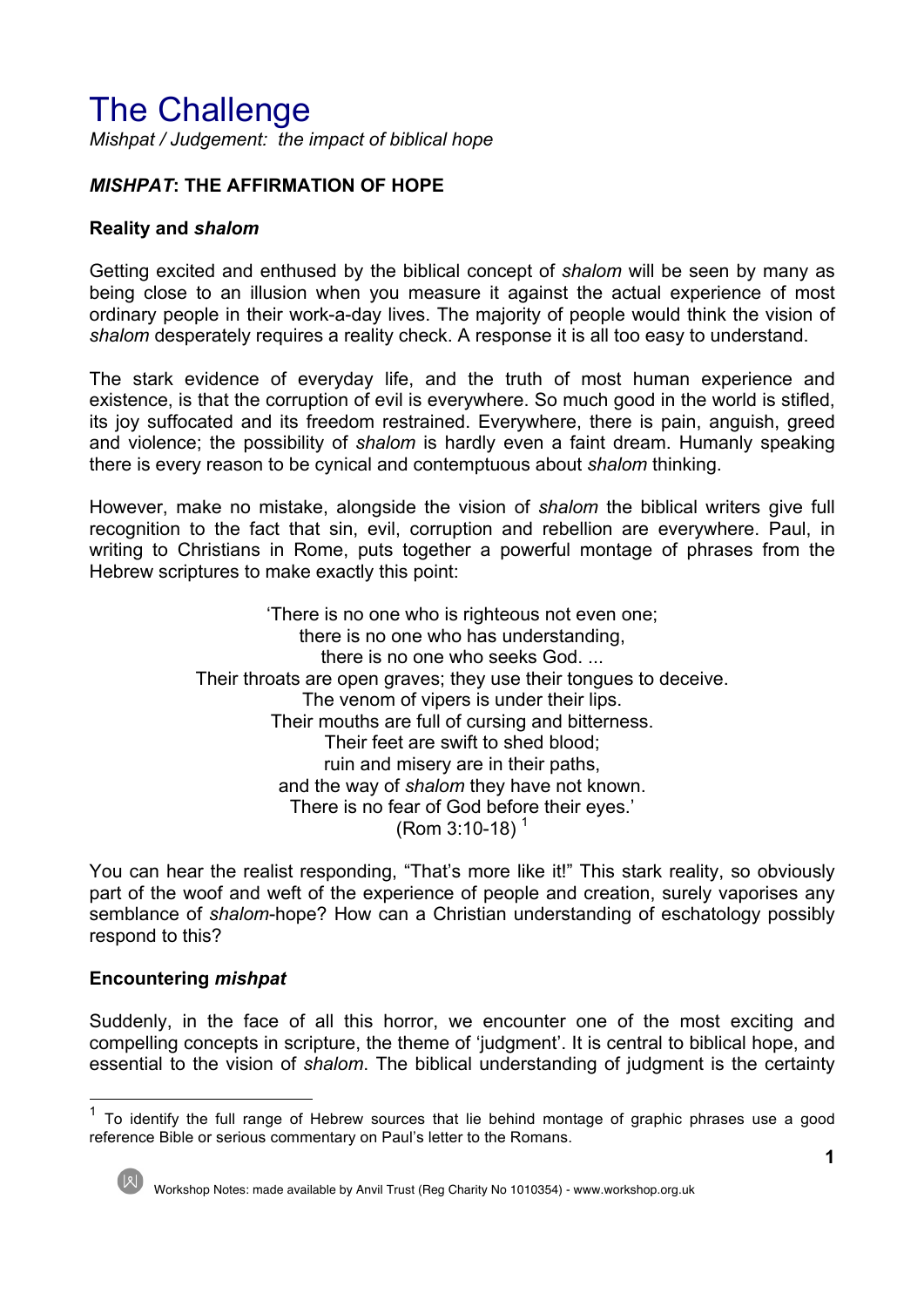# The Challenge

*Mishpat / Judgement: the impact of biblical hope*

## *MISHPAT*: THE AFFIRMATION OF HOPE

### Reality and *shalom*

Getting excited and enthused by the biblical concept of *shalom* will be seen by many as being close to an illusion when you measure it against the actual experience of most ordinary people in their work-a-day lives. The majority of people would think the vision of *shalom* desperately requires a reality check. A response it is all too easy to understand.

The stark evidence of everyday life, and the truth of most human experience and existence, is that the corruption of evil is everywhere. So much good in the world is stifled, its joy suffocated and its freedom restrained. Everywhere, there is pain, anguish, greed and violence; the possibility of *shalom* is hardly even a faint dream. Humanly speaking there is every reason to be cynical and contemptuous about *shalom* thinking.

However, make no mistake, alongside the vision of *shalom* the biblical writers give full recognition to the fact that sin, evil, corruption and rebellion are everywhere. Paul, in writing to Christians in Rome, puts together a powerful montage of phrases from the Hebrew scriptures to make exactly this point:

> 'There is no one who is righteous not even one;
> there is no one who has understanding,
> there is no one who seeks God. ...
> Their throats are open graves; they use their tongues to deceive.
> The venom of vipers is under their lips.
> Their mouths are full of cursing and bitterness.
> Their feet are swift to shed blood;
> ruin and misery are in their paths,
> and the way of *shalom* they have not known.
> There is no fear of God before their eyes.'
> (Rom 3:10-18) [1]

You can hear the realist responding, "That's more like it!" This stark reality, so obviously part of the woof and weft of the experience of people and creation, surely vaporises any semblance of *shalom*-hope? How can a Christian understanding of eschatology possibly respond to this?

### Encountering *mishpat*

Suddenly, in the face of all this horror, we encounter one of the most exciting and compelling concepts in scripture, the theme of 'judgment'. It is central to biblical hope, and essential to the vision of *shalom*. The biblical understanding of judgment is the certainty

---

[1] To identify the full range of Hebrew sources that lie behind montage of graphic phrases use a good reference Bible or serious commentary on Paul's letter to the Romans.

Workshop Notes: made available by Anvil Trust (Reg Charity No 1010354) - www.workshop.org.uk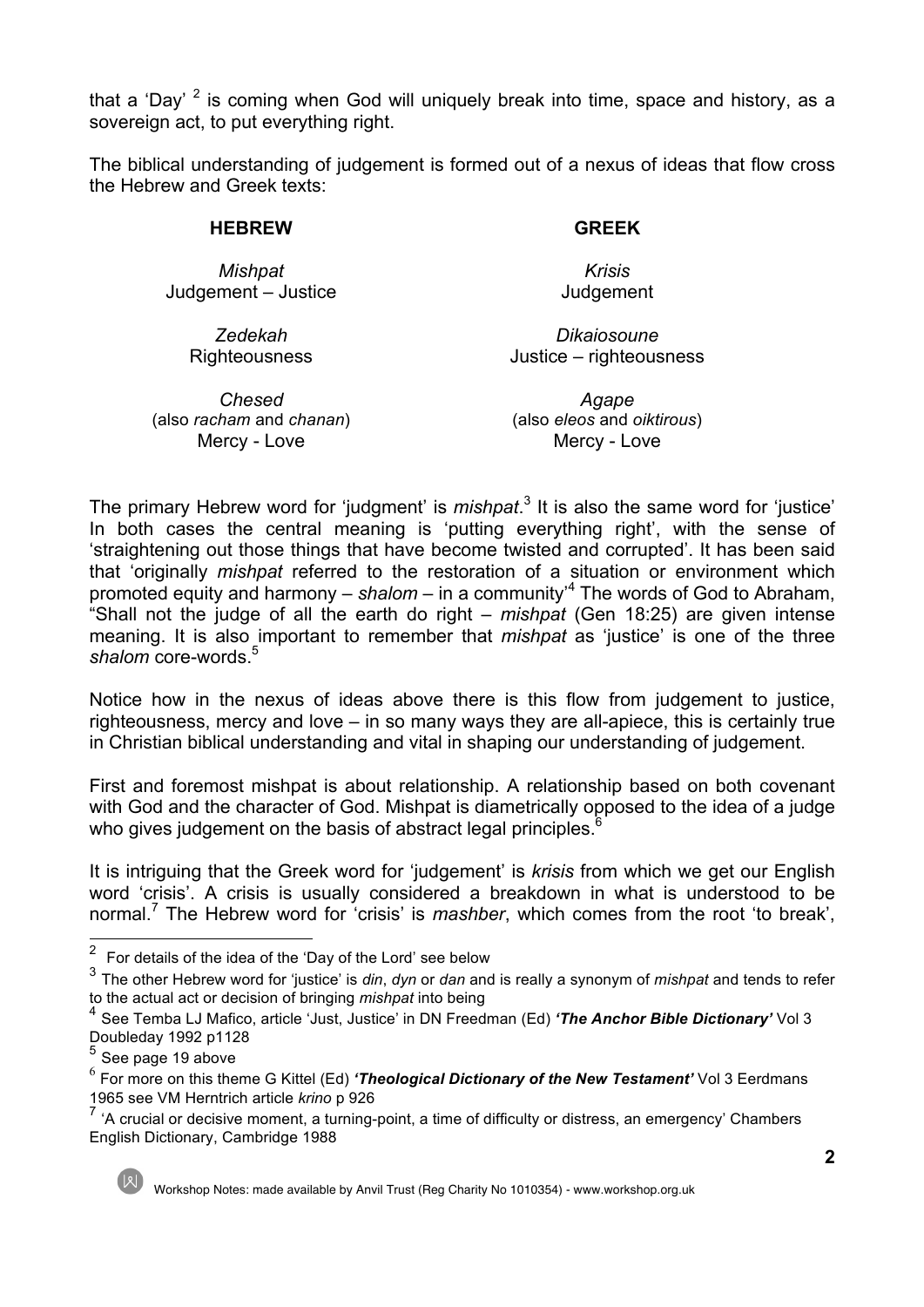that a 'Day' [2] is coming when God will uniquely break into time, space and history, as a sovereign act, to put everything right.

The biblical understanding of judgement is formed out of a nexus of ideas that flow cross the Hebrew and Greek texts:

| **HEBREW** | **GREEK** |
|---|---|
| *Mishpat*<br>Judgement – Justice | *Krisis*<br>Judgement |
| *Zedekah*<br>Righteousness | *Dikaiosoune*<br>Justice – righteousness |
| *Chesed*<br>(also *racham* and *chanan*)<br>Mercy - Love | *Agape*<br>(also *eleos* and *oiktirous*)<br>Mercy - Love |

The primary Hebrew word for 'judgment' is *mishpat*.[3] It is also the same word for 'justice' In both cases the central meaning is 'putting everything right', with the sense of 'straightening out those things that have become twisted and corrupted'. It has been said that 'originally *mishpat* referred to the restoration of a situation or environment which promoted equity and harmony – *shalom* – in a community'[4] The words of God to Abraham, "Shall not the judge of all the earth do right – *mishpat* (Gen 18:25) are given intense meaning. It is also important to remember that *mishpat* as 'justice' is one of the three *shalom* core-words.[5]

Notice how in the nexus of ideas above there is this flow from judgement to justice, righteousness, mercy and love – in so many ways they are all-apiece, this is certainly true in Christian biblical understanding and vital in shaping our understanding of judgement.

First and foremost mishpat is about relationship. A relationship based on both covenant with God and the character of God. Mishpat is diametrically opposed to the idea of a judge who gives judgement on the basis of abstract legal principles.[6]

It is intriguing that the Greek word for 'judgement' is *krisis* from which we get our English word 'crisis'. A crisis is usually considered a breakdown in what is understood to be normal.[7] The Hebrew word for 'crisis' is *mashber*, which comes from the root 'to break',

---

[2] For details of the idea of the 'Day of the Lord' see below

[3] The other Hebrew word for 'justice' is *din*, *dyn* or *dan* and is really a synonym of *mishpat* and tends to refer to the actual act or decision of bringing *mishpat* into being

[4] See Temba LJ Mafico, article 'Just, Justice' in DN Freedman (Ed) ***'The Anchor Bible Dictionary'*** Vol 3 Doubleday 1992 p1128

[5] See page 19 above

[6] For more on this theme G Kittel (Ed) ***'Theological Dictionary of the New Testament'*** Vol 3 Eerdmans 1965 see VM Herntrich article *krino* p 926

[7] 'A crucial or decisive moment, a turning-point, a time of difficulty or distress, an emergency' Chambers English Dictionary, Cambridge 1988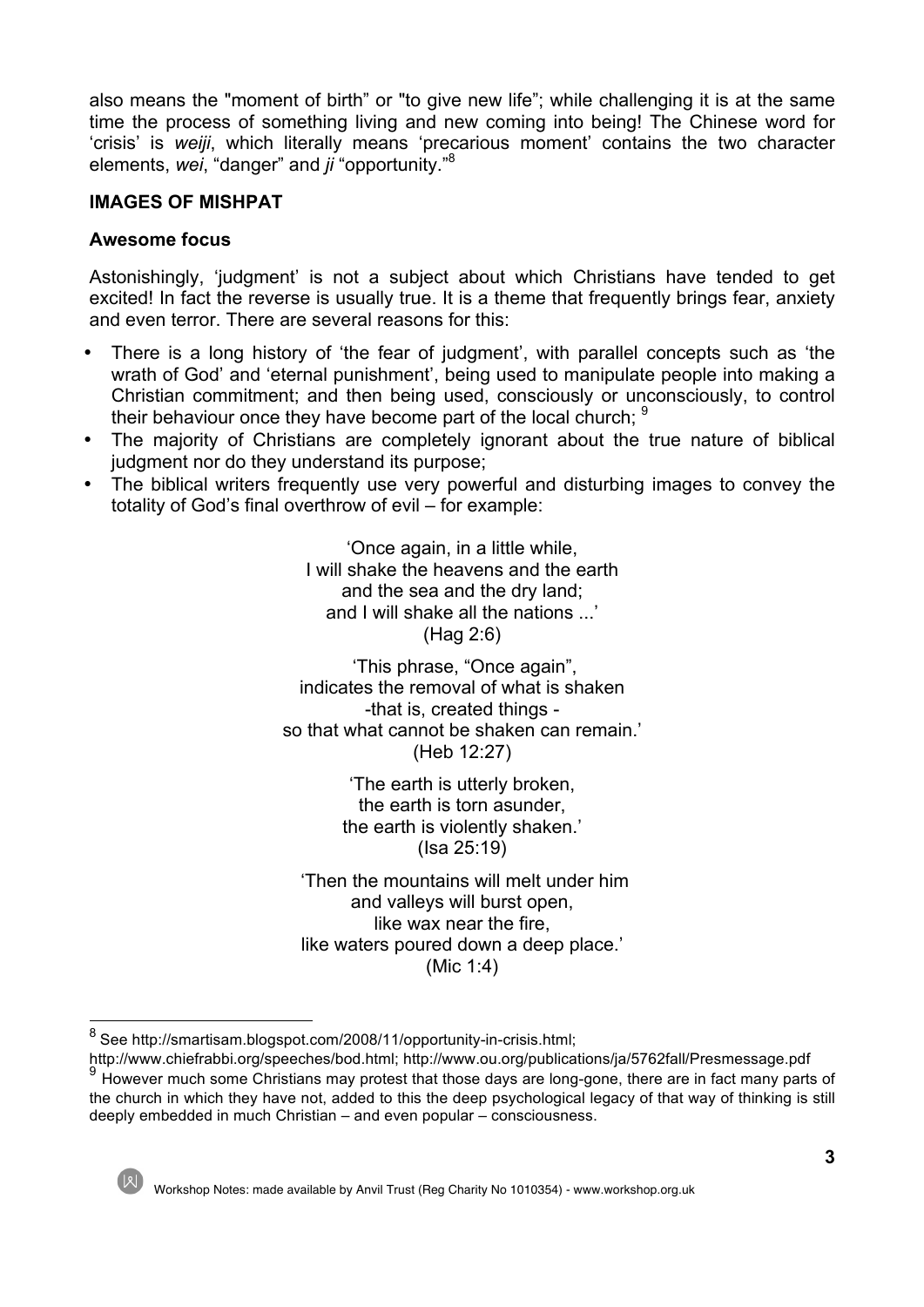also means the "moment of birth" or "to give new life"; while challenging it is at the same time the process of something living and new coming into being! The Chinese word for 'crisis' is *weiji*, which literally means 'precarious moment' contains the two character elements, *wei*, "danger" and *ji* "opportunity."[8]

## IMAGES OF MISHPAT

### Awesome focus

Astonishingly, 'judgment' is not a subject about which Christians have tended to get excited! In fact the reverse is usually true. It is a theme that frequently brings fear, anxiety and even terror. There are several reasons for this:

- There is a long history of 'the fear of judgment', with parallel concepts such as 'the wrath of God' and 'eternal punishment', being used to manipulate people into making a Christian commitment; and then being used, consciously or unconsciously, to control their behaviour once they have become part of the local church; [9]
- The majority of Christians are completely ignorant about the true nature of biblical judgment nor do they understand its purpose;
- The biblical writers frequently use very powerful and disturbing images to convey the totality of God's final overthrow of evil – for example:

> 'Once again, in a little while,
> I will shake the heavens and the earth
> and the sea and the dry land;
> and I will shake all the nations ...'
> (Hag 2:6)

> 'This phrase, "Once again",
> indicates the removal of what is shaken
> -that is, created things -
> so that what cannot be shaken can remain.'
> (Heb 12:27)

> 'The earth is utterly broken,
> the earth is torn asunder,
> the earth is violently shaken.'
> (Isa 25:19)

> 'Then the mountains will melt under him
> and valleys will burst open,
> like wax near the fire,
> like waters poured down a deep place.'
> (Mic 1:4)

---

[8] See http://smartisam.blogspot.com/2008/11/opportunity-in-crisis.html; http://www.chiefrabbi.org/speeches/bod.html; http://www.ou.org/publications/ja/5762fall/Presmessage.pdf

[9] However much some Christians may protest that those days are long-gone, there are in fact many parts of the church in which they have not, added to this the deep psychological legacy of that way of thinking is still deeply embedded in much Christian – and even popular – consciousness.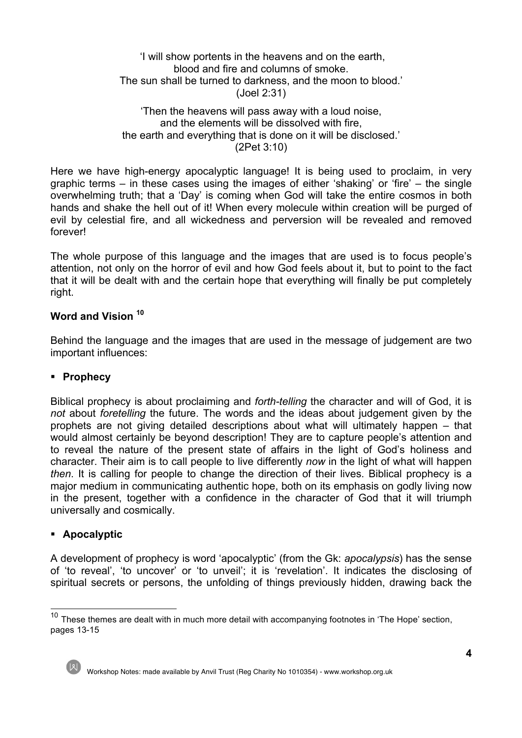'I will show portents in the heavens and on the earth,  
blood and fire and columns of smoke.  
The sun shall be turned to darkness, and the moon to blood.'  
(Joel 2:31)

'Then the heavens will pass away with a loud noise,  
and the elements will be dissolved with fire,  
the earth and everything that is done on it will be disclosed.'  
(2Pet 3:10)

Here we have high-energy apocalyptic language! It is being used to proclaim, in very graphic terms – in these cases using the images of either 'shaking' or 'fire' – the single overwhelming truth; that a 'Day' is coming when God will take the entire cosmos in both hands and shake the hell out of it! When every molecule within creation will be purged of evil by celestial fire, and all wickedness and perversion will be revealed and removed forever!

The whole purpose of this language and the images that are used is to focus people's attention, not only on the horror of evil and how God feels about it, but to point to the fact that it will be dealt with and the certain hope that everything will finally be put completely right.

**Word and Vision** [10]

Behind the language and the images that are used in the message of judgement are two important influences:

- **Prophecy**

Biblical prophecy is about proclaiming and *forth-telling* the character and will of God, it is *not* about *foretelling* the future. The words and the ideas about judgement given by the prophets are not giving detailed descriptions about what will ultimately happen – that would almost certainly be beyond description! They are to capture people's attention and to reveal the nature of the present state of affairs in the light of God's holiness and character. Their aim is to call people to live differently *now* in the light of what will happen *then*. It is calling for people to change the direction of their lives. Biblical prophecy is a major medium in communicating authentic hope, both on its emphasis on godly living now in the present, together with a confidence in the character of God that it will triumph universally and cosmically.

- **Apocalyptic**

A development of prophecy is word 'apocalyptic' (from the Gk: *apocalypsis*) has the sense of 'to reveal', 'to uncover' or 'to unveil'; it is 'revelation'. It indicates the disclosing of spiritual secrets or persons, the unfolding of things previously hidden, drawing back the

---

[10] These themes are dealt with in much more detail with accompanying footnotes in 'The Hope' section, pages 13-15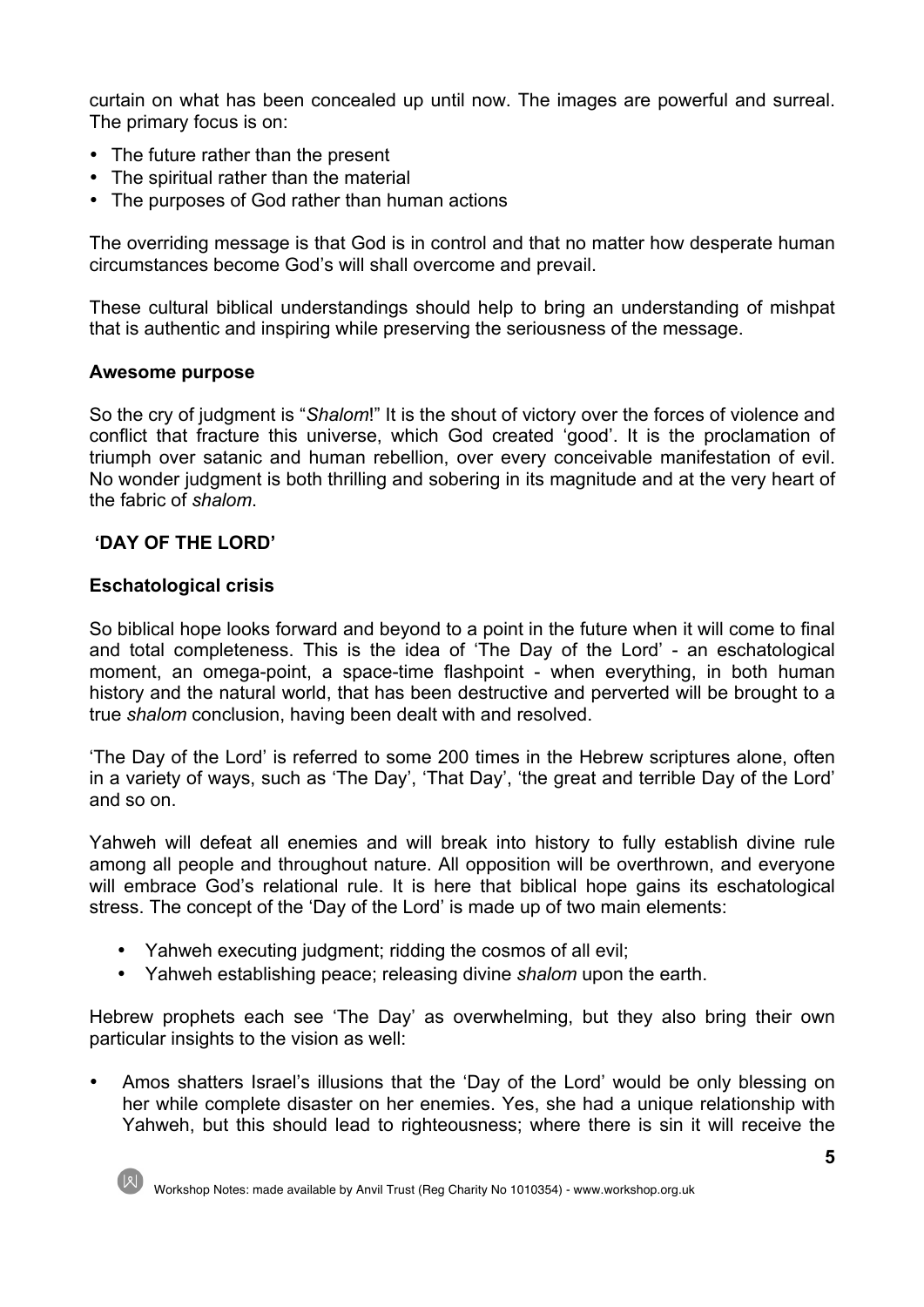curtain on what has been concealed up until now. The images are powerful and surreal. The primary focus is on:

- The future rather than the present
- The spiritual rather than the material
- The purposes of God rather than human actions

The overriding message is that God is in control and that no matter how desperate human circumstances become God's will shall overcome and prevail.

These cultural biblical understandings should help to bring an understanding of mishpat that is authentic and inspiring while preserving the seriousness of the message.

**Awesome purpose**

So the cry of judgment is "*Shalom*!" It is the shout of victory over the forces of violence and conflict that fracture this universe, which God created 'good'. It is the proclamation of triumph over satanic and human rebellion, over every conceivable manifestation of evil. No wonder judgment is both thrilling and sobering in its magnitude and at the very heart of the fabric of *shalom*.

## 'DAY OF THE LORD'

**Eschatological crisis**

So biblical hope looks forward and beyond to a point in the future when it will come to final and total completeness. This is the idea of 'The Day of the Lord' - an eschatological moment, an omega-point, a space-time flashpoint - when everything, in both human history and the natural world, that has been destructive and perverted will be brought to a true *shalom* conclusion, having been dealt with and resolved.

'The Day of the Lord' is referred to some 200 times in the Hebrew scriptures alone, often in a variety of ways, such as 'The Day', 'That Day', 'the great and terrible Day of the Lord' and so on.

Yahweh will defeat all enemies and will break into history to fully establish divine rule among all people and throughout nature. All opposition will be overthrown, and everyone will embrace God's relational rule. It is here that biblical hope gains its eschatological stress. The concept of the 'Day of the Lord' is made up of two main elements:

- Yahweh executing judgment; ridding the cosmos of all evil;
- Yahweh establishing peace; releasing divine *shalom* upon the earth.

Hebrew prophets each see 'The Day' as overwhelming, but they also bring their own particular insights to the vision as well:

- Amos shatters Israel's illusions that the 'Day of the Lord' would be only blessing on her while complete disaster on her enemies. Yes, she had a unique relationship with Yahweh, but this should lead to righteousness; where there is sin it will receive the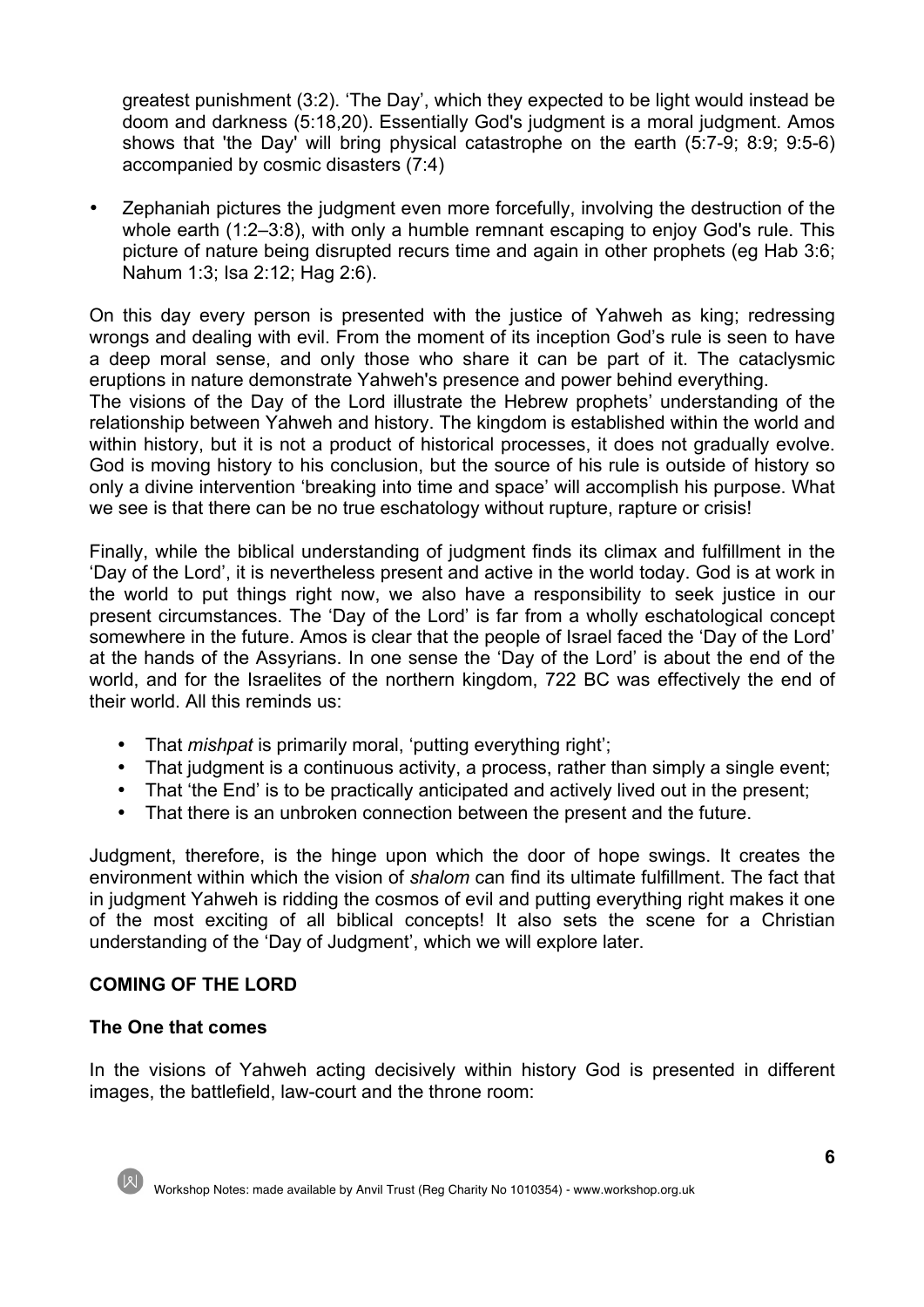greatest punishment (3:2). 'The Day', which they expected to be light would instead be doom and darkness (5:18,20). Essentially God's judgment is a moral judgment. Amos shows that 'the Day' will bring physical catastrophe on the earth (5:7-9; 8:9; 9:5-6) accompanied by cosmic disasters (7:4)

- Zephaniah pictures the judgment even more forcefully, involving the destruction of the whole earth (1:2–3:8), with only a humble remnant escaping to enjoy God's rule. This picture of nature being disrupted recurs time and again in other prophets (eg Hab 3:6; Nahum 1:3; Isa 2:12; Hag 2:6).

On this day every person is presented with the justice of Yahweh as king; redressing wrongs and dealing with evil. From the moment of its inception God's rule is seen to have a deep moral sense, and only those who share it can be part of it. The cataclysmic eruptions in nature demonstrate Yahweh's presence and power behind everything.
The visions of the Day of the Lord illustrate the Hebrew prophets' understanding of the relationship between Yahweh and history. The kingdom is established within the world and within history, but it is not a product of historical processes, it does not gradually evolve. God is moving history to his conclusion, but the source of his rule is outside of history so only a divine intervention 'breaking into time and space' will accomplish his purpose. What we see is that there can be no true eschatology without rupture, rapture or crisis!

Finally, while the biblical understanding of judgment finds its climax and fulfillment in the 'Day of the Lord', it is nevertheless present and active in the world today. God is at work in the world to put things right now, we also have a responsibility to seek justice in our present circumstances. The 'Day of the Lord' is far from a wholly eschatological concept somewhere in the future. Amos is clear that the people of Israel faced the 'Day of the Lord' at the hands of the Assyrians. In one sense the 'Day of the Lord' is about the end of the world, and for the Israelites of the northern kingdom, 722 BC was effectively the end of their world. All this reminds us:

- That *mishpat* is primarily moral, 'putting everything right';
- That judgment is a continuous activity, a process, rather than simply a single event;
- That 'the End' is to be practically anticipated and actively lived out in the present;
- That there is an unbroken connection between the present and the future.

Judgment, therefore, is the hinge upon which the door of hope swings. It creates the environment within which the vision of *shalom* can find its ultimate fulfillment. The fact that in judgment Yahweh is ridding the cosmos of evil and putting everything right makes it one of the most exciting of all biblical concepts! It also sets the scene for a Christian understanding of the 'Day of Judgment', which we will explore later.

**COMING OF THE LORD**

**The One that comes**

In the visions of Yahweh acting decisively within history God is presented in different images, the battlefield, law-court and the throne room: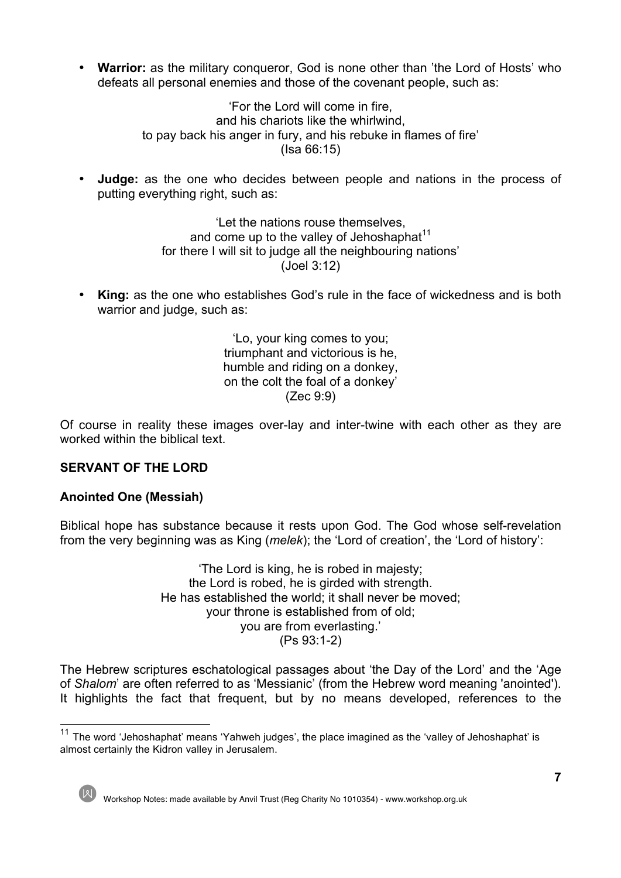- **Warrior:** as the military conqueror, God is none other than 'the Lord of Hosts' who defeats all personal enemies and those of the covenant people, such as:

  'For the Lord will come in fire,
  and his chariots like the whirlwind,
  to pay back his anger in fury, and his rebuke in flames of fire'
  (Isa 66:15)

- **Judge:** as the one who decides between people and nations in the process of putting everything right, such as:

  'Let the nations rouse themselves,
  and come up to the valley of Jehoshaphat[11]
  for there I will sit to judge all the neighbouring nations'
  (Joel 3:12)

- **King:** as the one who establishes God's rule in the face of wickedness and is both warrior and judge, such as:

  'Lo, your king comes to you;
  triumphant and victorious is he,
  humble and riding on a donkey,
  on the colt the foal of a donkey'
  (Zec 9:9)

Of course in reality these images over-lay and inter-twine with each other as they are worked within the biblical text.

## SERVANT OF THE LORD

### Anointed One (Messiah)

Biblical hope has substance because it rests upon God. The God whose self-revelation from the very beginning was as King (*melek*); the 'Lord of creation', the 'Lord of history':

'The Lord is king, he is robed in majesty;
the Lord is robed, he is girded with strength.
He has established the world; it shall never be moved;
your throne is established from of old;
you are from everlasting.'
(Ps 93:1-2)

The Hebrew scriptures eschatological passages about 'the Day of the Lord' and the 'Age of *Shalom*' are often referred to as 'Messianic' (from the Hebrew word meaning 'anointed'). It highlights the fact that frequent, but by no means developed, references to the

[11] The word 'Jehoshaphat' means 'Yahweh judges', the place imagined as the 'valley of Jehoshaphat' is almost certainly the Kidron valley in Jerusalem.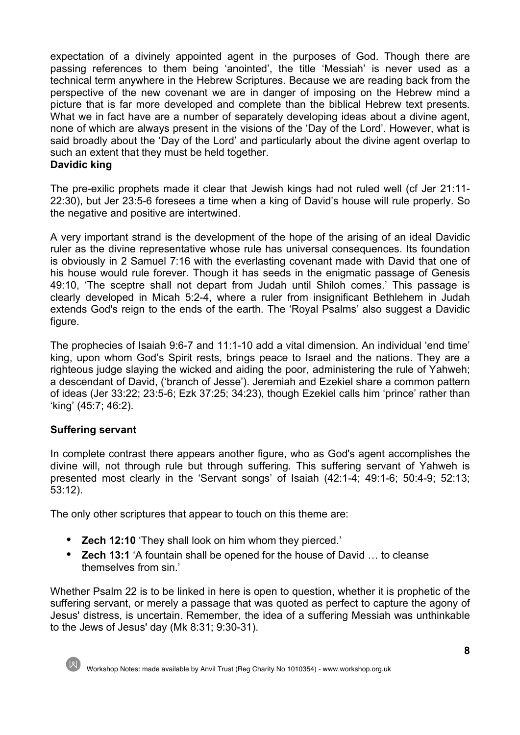expectation of a divinely appointed agent in the purposes of God. Though there are passing references to them being 'anointed', the title 'Messiah' is never used as a technical term anywhere in the Hebrew Scriptures. Because we are reading back from the perspective of the new covenant we are in danger of imposing on the Hebrew mind a picture that is far more developed and complete than the biblical Hebrew text presents. What we in fact have are a number of separately developing ideas about a divine agent, none of which are always present in the visions of the 'Day of the Lord'. However, what is said broadly about the 'Day of the Lord' and particularly about the divine agent overlap to such an extent that they must be held together.

**Davidic king**

The pre-exilic prophets made it clear that Jewish kings had not ruled well (cf Jer 21:11-22:30), but Jer 23:5-6 foresees a time when a king of David's house will rule properly. So the negative and positive are intertwined.

A very important strand is the development of the hope of the arising of an ideal Davidic ruler as the divine representative whose rule has universal consequences. Its foundation is obviously in 2 Samuel 7:16 with the everlasting covenant made with David that one of his house would rule forever. Though it has seeds in the enigmatic passage of Genesis 49:10, 'The sceptre shall not depart from Judah until Shiloh comes.' This passage is clearly developed in Micah 5:2-4, where a ruler from insignificant Bethlehem in Judah extends God's reign to the ends of the earth. The 'Royal Psalms' also suggest a Davidic figure.

The prophecies of Isaiah 9:6-7 and 11:1-10 add a vital dimension. An individual 'end time' king, upon whom God's Spirit rests, brings peace to Israel and the nations. They are a righteous judge slaying the wicked and aiding the poor, administering the rule of Yahweh; a descendant of David, ('branch of Jesse'). Jeremiah and Ezekiel share a common pattern of ideas (Jer 33:22; 23:5-6; Ezk 37:25; 34:23), though Ezekiel calls him 'prince' rather than 'king' (45:7; 46:2).

**Suffering servant**

In complete contrast there appears another figure, who as God's agent accomplishes the divine will, not through rule but through suffering. This suffering servant of Yahweh is presented most clearly in the 'Servant songs' of Isaiah (42:1-4; 49:1-6; 50:4-9; 52:13; 53:12).

The only other scriptures that appear to touch on this theme are:

- **Zech 12:10** 'They shall look on him whom they pierced.'
- **Zech 13:1** 'A fountain shall be opened for the house of David … to cleanse themselves from sin.'

Whether Psalm 22 is to be linked in here is open to question, whether it is prophetic of the suffering servant, or merely a passage that was quoted as perfect to capture the agony of Jesus' distress, is uncertain. Remember, the idea of a suffering Messiah was unthinkable to the Jews of Jesus' day (Mk 8:31; 9:30-31).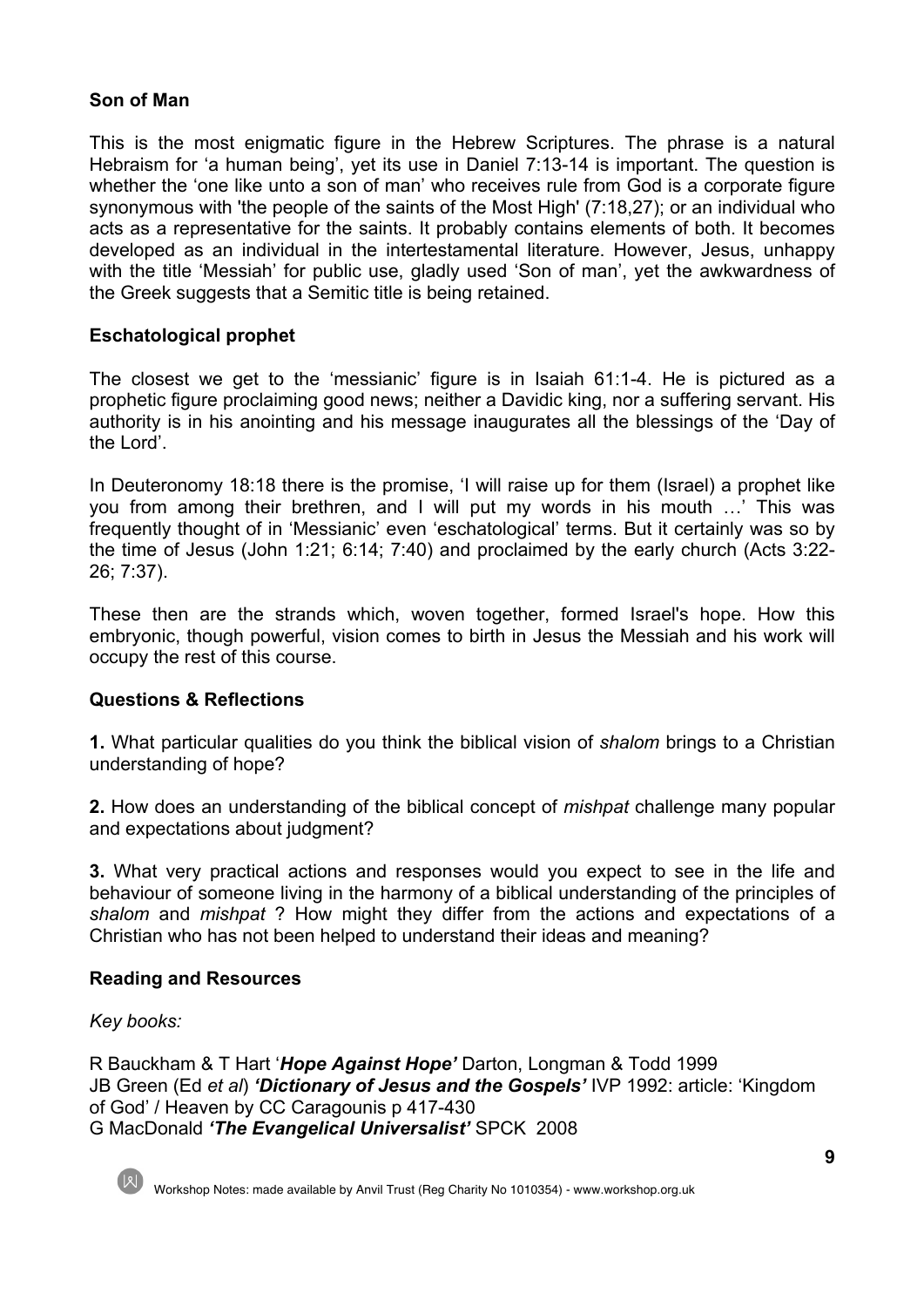**Son of Man**

This is the most enigmatic figure in the Hebrew Scriptures. The phrase is a natural Hebraism for 'a human being', yet its use in Daniel 7:13-14 is important. The question is whether the 'one like unto a son of man' who receives rule from God is a corporate figure synonymous with 'the people of the saints of the Most High' (7:18,27); or an individual who acts as a representative for the saints. It probably contains elements of both. It becomes developed as an individual in the intertestamental literature. However, Jesus, unhappy with the title 'Messiah' for public use, gladly used 'Son of man', yet the awkwardness of the Greek suggests that a Semitic title is being retained.

**Eschatological prophet**

The closest we get to the 'messianic' figure is in Isaiah 61:1-4. He is pictured as a prophetic figure proclaiming good news; neither a Davidic king, nor a suffering servant. His authority is in his anointing and his message inaugurates all the blessings of the 'Day of the Lord'.

In Deuteronomy 18:18 there is the promise, 'I will raise up for them (Israel) a prophet like you from among their brethren, and I will put my words in his mouth …' This was frequently thought of in 'Messianic' even 'eschatological' terms. But it certainly was so by the time of Jesus (John 1:21; 6:14; 7:40) and proclaimed by the early church (Acts 3:22-26; 7:37).

These then are the strands which, woven together, formed Israel's hope. How this embryonic, though powerful, vision comes to birth in Jesus the Messiah and his work will occupy the rest of this course.

**Questions & Reflections**

**1.** What particular qualities do you think the biblical vision of *shalom* brings to a Christian understanding of hope?

**2.** How does an understanding of the biblical concept of *mishpat* challenge many popular and expectations about judgment?

**3.** What very practical actions and responses would you expect to see in the life and behaviour of someone living in the harmony of a biblical understanding of the principles of *shalom* and *mishpat* ? How might they differ from the actions and expectations of a Christian who has not been helped to understand their ideas and meaning?

**Reading and Resources**

*Key books:*

R Bauckham & T Hart '***Hope Against Hope'*** Darton, Longman & Todd 1999
JB Green (Ed *et al*) ***'Dictionary of Jesus and the Gospels'*** IVP 1992: article: 'Kingdom of God' / Heaven by CC Caragounis p 417-430
G MacDonald ***'The Evangelical Universalist'*** SPCK 2008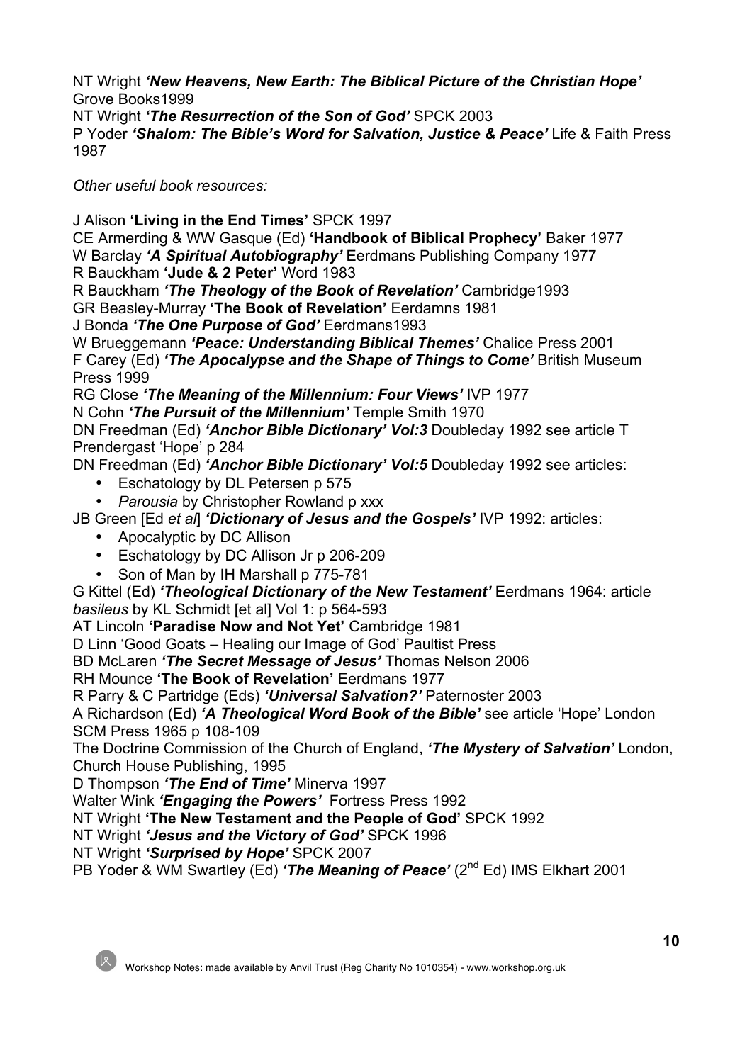NT Wright ***'New Heavens, New Earth: The Biblical Picture of the Christian Hope'*** Grove Books1999
NT Wright ***'The Resurrection of the Son of God'*** SPCK 2003
P Yoder ***'Shalom: The Bible's Word for Salvation, Justice & Peace'*** Life & Faith Press 1987

*Other useful book resources:*

J Alison **'Living in the End Times'** SPCK 1997
CE Armerding & WW Gasque (Ed) **'Handbook of Biblical Prophecy'** Baker 1977
W Barclay ***'A Spiritual Autobiography'*** Eerdmans Publishing Company 1977
R Bauckham **'Jude & 2 Peter'** Word 1983
R Bauckham ***'The Theology of the Book of Revelation'*** Cambridge1993
GR Beasley-Murray **'The Book of Revelation'** Eerdamns 1981
J Bonda ***'The One Purpose of God'*** Eerdmans1993
W Brueggemann ***'Peace: Understanding Biblical Themes'*** Chalice Press 2001
F Carey (Ed) ***'The Apocalypse and the Shape of Things to Come'*** British Museum Press 1999
RG Close ***'The Meaning of the Millennium: Four Views'*** IVP 1977
N Cohn ***'The Pursuit of the Millennium'*** Temple Smith 1970
DN Freedman (Ed) ***'Anchor Bible Dictionary' Vol:3*** Doubleday 1992 see article T Prendergast 'Hope' p 284
DN Freedman (Ed) ***'Anchor Bible Dictionary' Vol:5*** Doubleday 1992 see articles:

- Eschatology by DL Petersen p 575
- *Parousia* by Christopher Rowland p xxx

JB Green [Ed *et al*] ***'Dictionary of Jesus and the Gospels'*** IVP 1992: articles:

- Apocalyptic by DC Allison
- Eschatology by DC Allison Jr p 206-209
- Son of Man by IH Marshall p 775-781

G Kittel (Ed) ***'Theological Dictionary of the New Testament'*** Eerdmans 1964: article *basileus* by KL Schmidt [et al] Vol 1: p 564-593
AT Lincoln **'Paradise Now and Not Yet'** Cambridge 1981
D Linn 'Good Goats – Healing our Image of God' Paultist Press
BD McLaren ***'The Secret Message of Jesus'*** Thomas Nelson 2006
RH Mounce **'The Book of Revelation'** Eerdmans 1977
R Parry & C Partridge (Eds) ***'Universal Salvation?'*** Paternoster 2003
A Richardson (Ed) ***'A Theological Word Book of the Bible'*** see article 'Hope' London SCM Press 1965 p 108-109
The Doctrine Commission of the Church of England, ***'The Mystery of Salvation'*** London, Church House Publishing, 1995
D Thompson ***'The End of Time'*** Minerva 1997
Walter Wink ***'Engaging the Powers'*** Fortress Press 1992
NT Wright **'The New Testament and the People of God'** SPCK 1992
NT Wright ***'Jesus and the Victory of God'*** SPCK 1996
NT Wright ***'Surprised by Hope'*** SPCK 2007
PB Yoder & WM Swartley (Ed) ***'The Meaning of Peace'*** (2nd Ed) IMS Elkhart 2001

Workshop Notes: made available by Anvil Trust (Reg Charity No 1010354) - www.workshop.org.uk